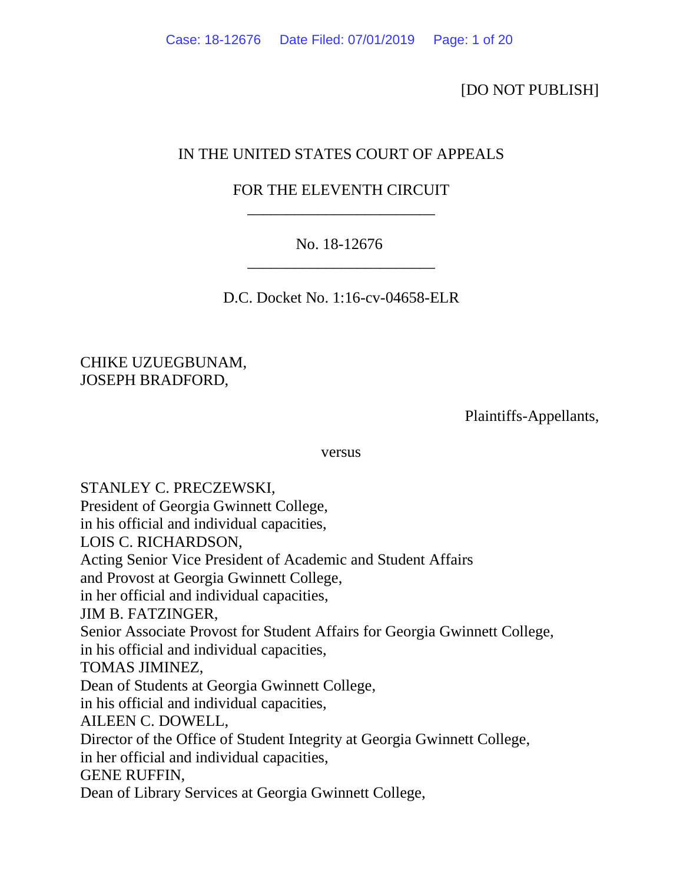[DO NOT PUBLISH]

IN THE UNITED STATES COURT OF APPEALS

FOR THE ELEVENTH CIRCUIT

________________________

No. 18-12676

________________________

D.C. Docket No. 1:16-cv-04658-ELR

CHIKE UZUEGBUNAM,
JOSEPH BRADFORD,

Plaintiffs-Appellants,

versus

STANLEY C. PRECZEWSKI,
President of Georgia Gwinnett College,
in his official and individual capacities,
LOIS C. RICHARDSON,
Acting Senior Vice President of Academic and Student Affairs
and Provost at Georgia Gwinnett College,
in her official and individual capacities,
JIM B. FATZINGER,
Senior Associate Provost for Student Affairs for Georgia Gwinnett College,
in his official and individual capacities,
TOMAS JIMINEZ,
Dean of Students at Georgia Gwinnett College,
in his official and individual capacities,
AILEEN C. DOWELL,
Director of the Office of Student Integrity at Georgia Gwinnett College,
in her official and individual capacities,
GENE RUFFIN,
Dean of Library Services at Georgia Gwinnett College,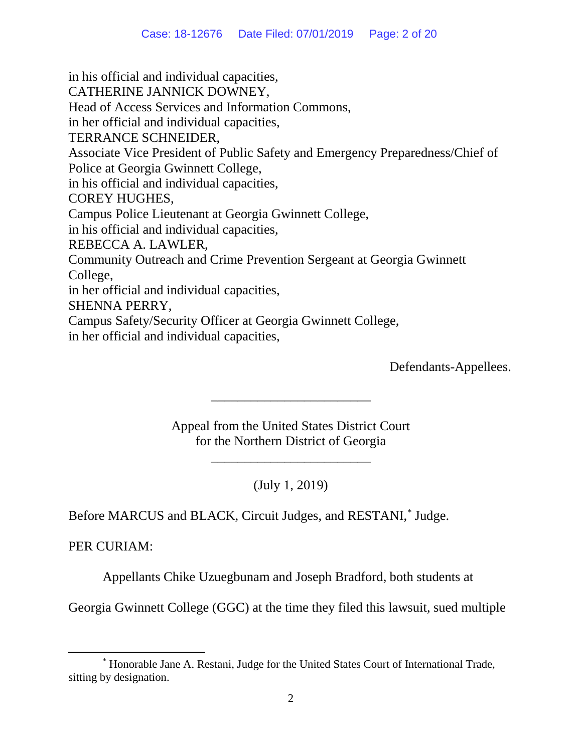in his official and individual capacities,
CATHERINE JANNICK DOWNEY,
Head of Access Services and Information Commons,
in her official and individual capacities,
TERRANCE SCHNEIDER,
Associate Vice President of Public Safety and Emergency Preparedness/Chief of Police at Georgia Gwinnett College,
in his official and individual capacities,
COREY HUGHES,
Campus Police Lieutenant at Georgia Gwinnett College,
in his official and individual capacities,
REBECCA A. LAWLER,
Community Outreach and Crime Prevention Sergeant at Georgia Gwinnett College,
in her official and individual capacities,
SHENNA PERRY,
Campus Safety/Security Officer at Georgia Gwinnett College,
in her official and individual capacities,

Defendants-Appellees.

________________________

Appeal from the United States District Court
for the Northern District of Georgia

________________________

(July 1, 2019)

Before MARCUS and BLACK, Circuit Judges, and RESTANI,* Judge.

PER CURIAM:

Appellants Chike Uzuegbunam and Joseph Bradford, both students at Georgia Gwinnett College (GGC) at the time they filed this lawsuit, sued multiple

* Honorable Jane A. Restani, Judge for the United States Court of International Trade, sitting by designation.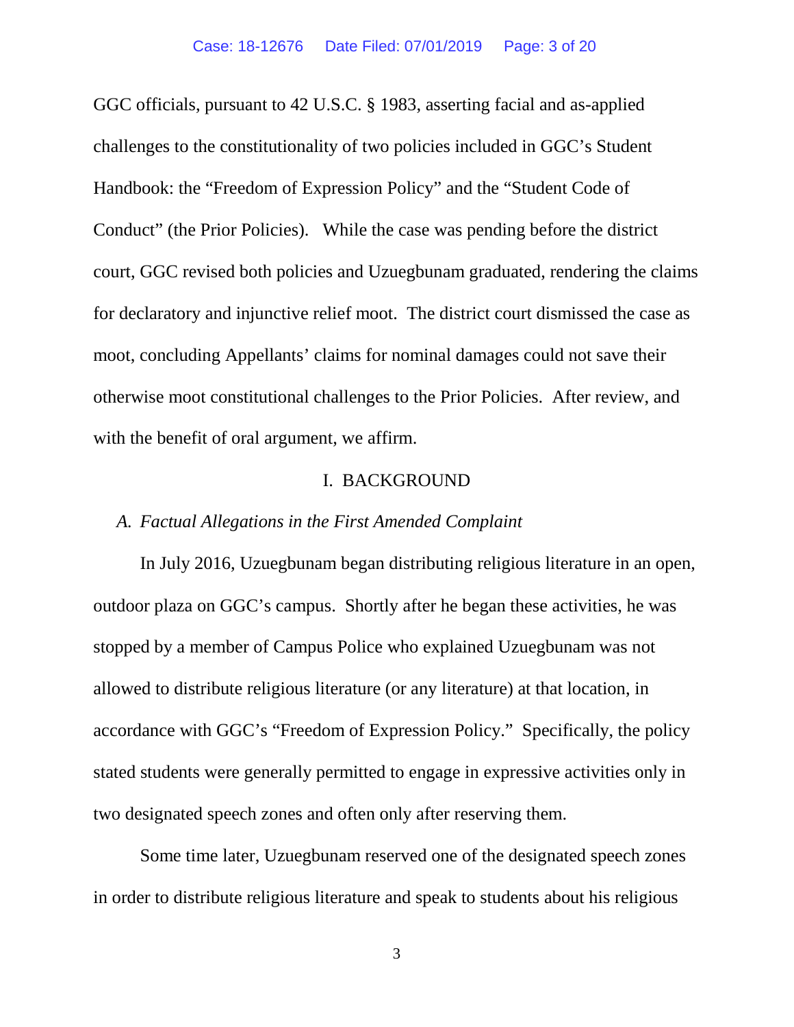GGC officials, pursuant to 42 U.S.C. § 1983, asserting facial and as-applied challenges to the constitutionality of two policies included in GGC's Student Handbook: the "Freedom of Expression Policy" and the "Student Code of Conduct" (the Prior Policies). While the case was pending before the district court, GGC revised both policies and Uzuegbunam graduated, rendering the claims for declaratory and injunctive relief moot. The district court dismissed the case as moot, concluding Appellants' claims for nominal damages could not save their otherwise moot constitutional challenges to the Prior Policies. After review, and with the benefit of oral argument, we affirm.

## I. BACKGROUND

### *A. Factual Allegations in the First Amended Complaint*

In July 2016, Uzuegbunam began distributing religious literature in an open, outdoor plaza on GGC's campus. Shortly after he began these activities, he was stopped by a member of Campus Police who explained Uzuegbunam was not allowed to distribute religious literature (or any literature) at that location, in accordance with GGC's "Freedom of Expression Policy." Specifically, the policy stated students were generally permitted to engage in expressive activities only in two designated speech zones and often only after reserving them.

Some time later, Uzuegbunam reserved one of the designated speech zones in order to distribute religious literature and speak to students about his religious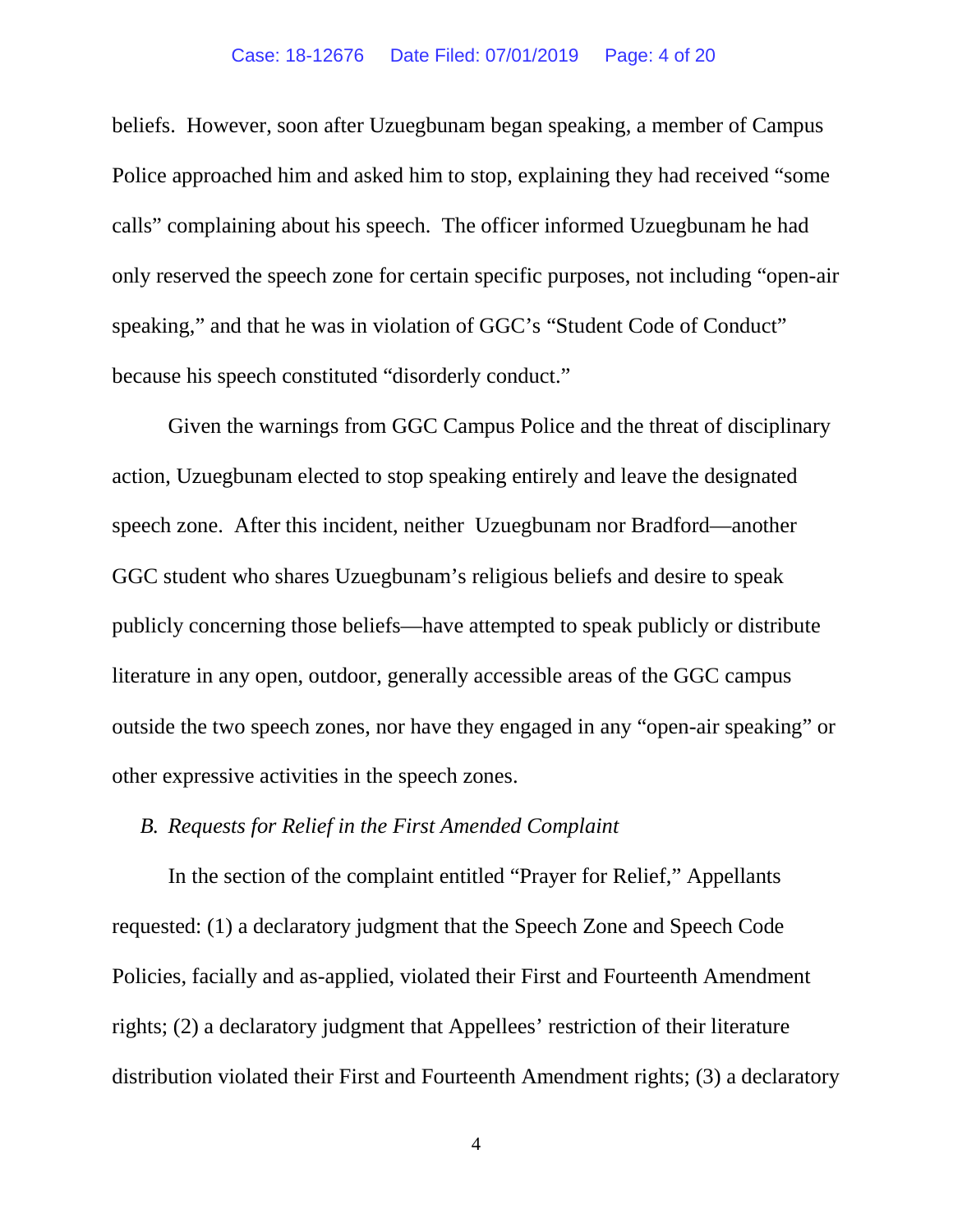beliefs. However, soon after Uzuegbunam began speaking, a member of Campus Police approached him and asked him to stop, explaining they had received "some calls" complaining about his speech. The officer informed Uzuegbunam he had only reserved the speech zone for certain specific purposes, not including "open-air speaking," and that he was in violation of GGC's "Student Code of Conduct" because his speech constituted "disorderly conduct."

Given the warnings from GGC Campus Police and the threat of disciplinary action, Uzuegbunam elected to stop speaking entirely and leave the designated speech zone. After this incident, neither Uzuegbunam nor Bradford—another GGC student who shares Uzuegbunam's religious beliefs and desire to speak publicly concerning those beliefs—have attempted to speak publicly or distribute literature in any open, outdoor, generally accessible areas of the GGC campus outside the two speech zones, nor have they engaged in any "open-air speaking" or other expressive activities in the speech zones.

*B. Requests for Relief in the First Amended Complaint*

In the section of the complaint entitled "Prayer for Relief," Appellants requested: (1) a declaratory judgment that the Speech Zone and Speech Code Policies, facially and as-applied, violated their First and Fourteenth Amendment rights; (2) a declaratory judgment that Appellees' restriction of their literature distribution violated their First and Fourteenth Amendment rights; (3) a declaratory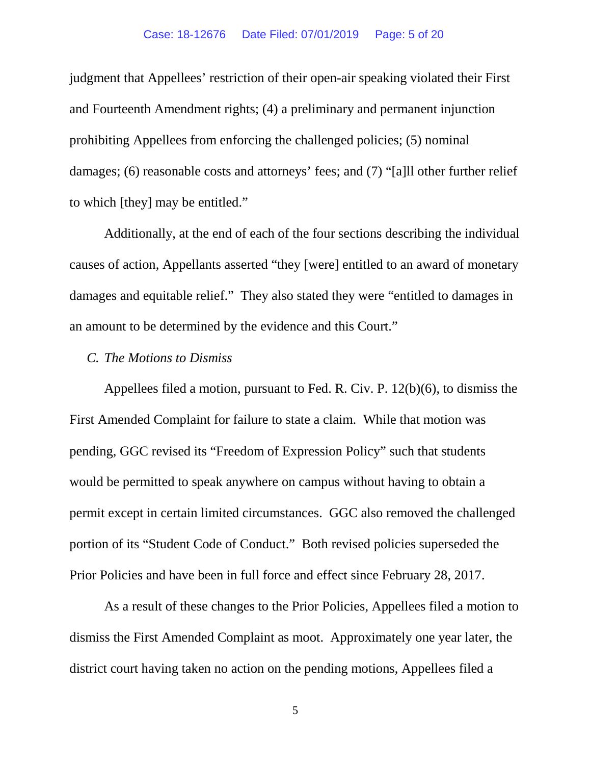judgment that Appellees' restriction of their open-air speaking violated their First and Fourteenth Amendment rights; (4) a preliminary and permanent injunction prohibiting Appellees from enforcing the challenged policies; (5) nominal damages; (6) reasonable costs and attorneys' fees; and (7) "[a]ll other further relief to which [they] may be entitled."

Additionally, at the end of each of the four sections describing the individual causes of action, Appellants asserted "they [were] entitled to an award of monetary damages and equitable relief." They also stated they were "entitled to damages in an amount to be determined by the evidence and this Court."

*C. The Motions to Dismiss*

Appellees filed a motion, pursuant to Fed. R. Civ. P. 12(b)(6), to dismiss the First Amended Complaint for failure to state a claim. While that motion was pending, GGC revised its "Freedom of Expression Policy" such that students would be permitted to speak anywhere on campus without having to obtain a permit except in certain limited circumstances. GGC also removed the challenged portion of its "Student Code of Conduct." Both revised policies superseded the Prior Policies and have been in full force and effect since February 28, 2017.

As a result of these changes to the Prior Policies, Appellees filed a motion to dismiss the First Amended Complaint as moot. Approximately one year later, the district court having taken no action on the pending motions, Appellees filed a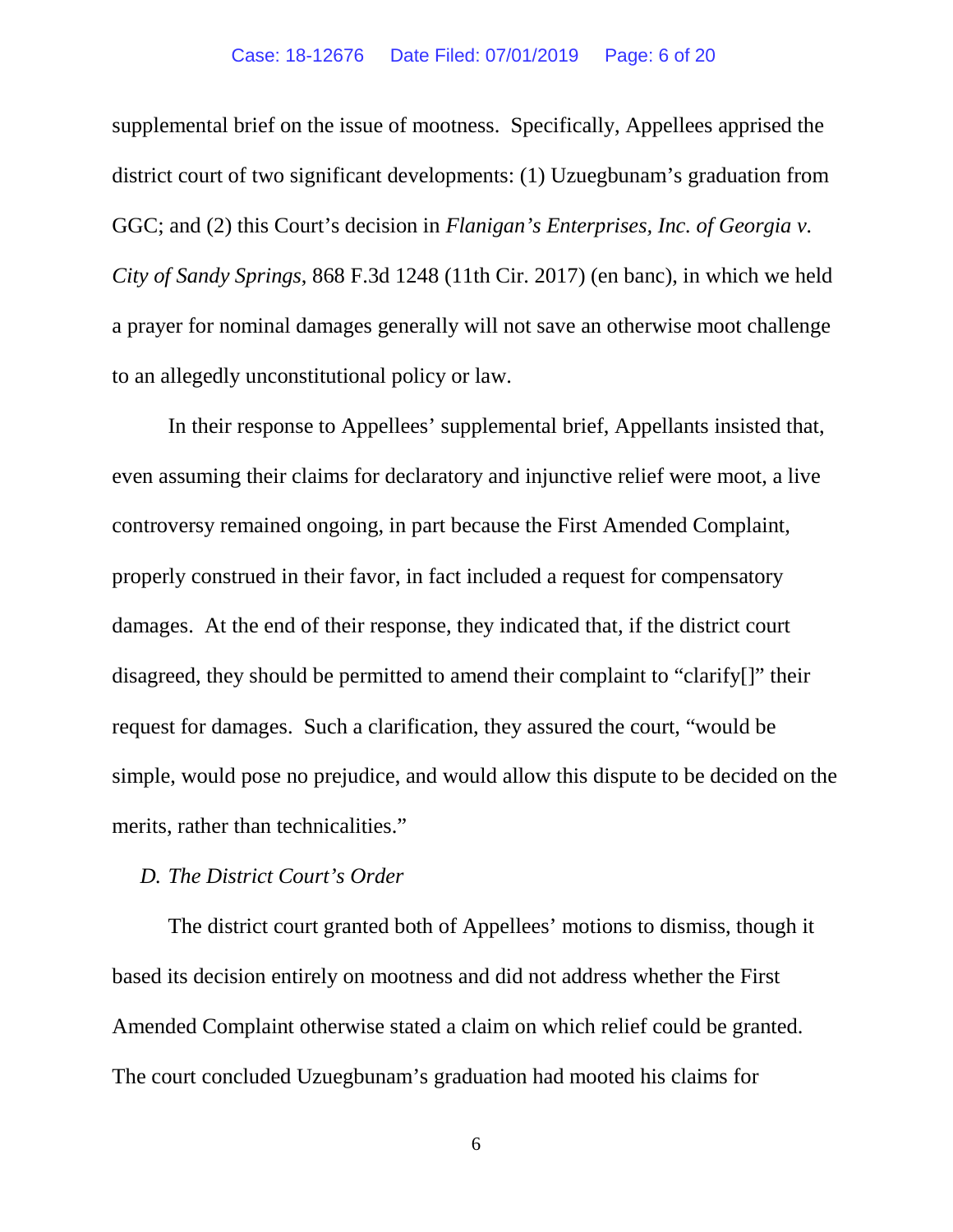supplemental brief on the issue of mootness. Specifically, Appellees apprised the district court of two significant developments: (1) Uzuegbunam's graduation from GGC; and (2) this Court's decision in *Flanigan's Enterprises, Inc. of Georgia v. City of Sandy Springs*, 868 F.3d 1248 (11th Cir. 2017) (en banc), in which we held a prayer for nominal damages generally will not save an otherwise moot challenge to an allegedly unconstitutional policy or law.

In their response to Appellees' supplemental brief, Appellants insisted that, even assuming their claims for declaratory and injunctive relief were moot, a live controversy remained ongoing, in part because the First Amended Complaint, properly construed in their favor, in fact included a request for compensatory damages. At the end of their response, they indicated that, if the district court disagreed, they should be permitted to amend their complaint to "clarify[]" their request for damages. Such a clarification, they assured the court, "would be simple, would pose no prejudice, and would allow this dispute to be decided on the merits, rather than technicalities."

### *D. The District Court's Order*

The district court granted both of Appellees' motions to dismiss, though it based its decision entirely on mootness and did not address whether the First Amended Complaint otherwise stated a claim on which relief could be granted. The court concluded Uzuegbunam's graduation had mooted his claims for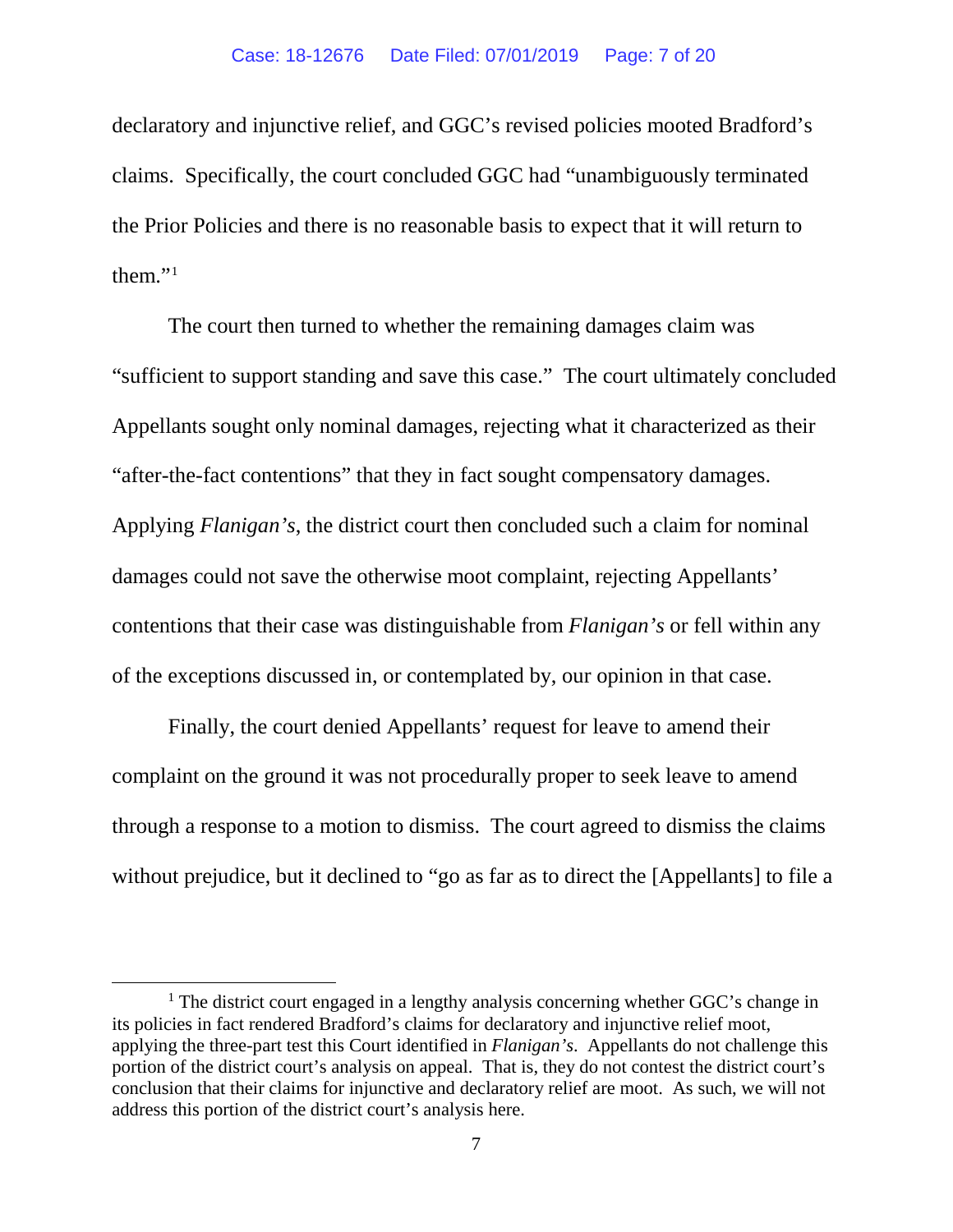declaratory and injunctive relief, and GGC's revised policies mooted Bradford's claims. Specifically, the court concluded GGC had "unambiguously terminated the Prior Policies and there is no reasonable basis to expect that it will return to them."[1]

The court then turned to whether the remaining damages claim was "sufficient to support standing and save this case." The court ultimately concluded Appellants sought only nominal damages, rejecting what it characterized as their "after-the-fact contentions" that they in fact sought compensatory damages. Applying *Flanigan's*, the district court then concluded such a claim for nominal damages could not save the otherwise moot complaint, rejecting Appellants' contentions that their case was distinguishable from *Flanigan's* or fell within any of the exceptions discussed in, or contemplated by, our opinion in that case.

Finally, the court denied Appellants' request for leave to amend their complaint on the ground it was not procedurally proper to seek leave to amend through a response to a motion to dismiss. The court agreed to dismiss the claims without prejudice, but it declined to "go as far as to direct the [Appellants] to file a

---

[1] The district court engaged in a lengthy analysis concerning whether GGC's change in its policies in fact rendered Bradford's claims for declaratory and injunctive relief moot, applying the three-part test this Court identified in *Flanigan's*. Appellants do not challenge this portion of the district court's analysis on appeal. That is, they do not contest the district court's conclusion that their claims for injunctive and declaratory relief are moot. As such, we will not address this portion of the district court's analysis here.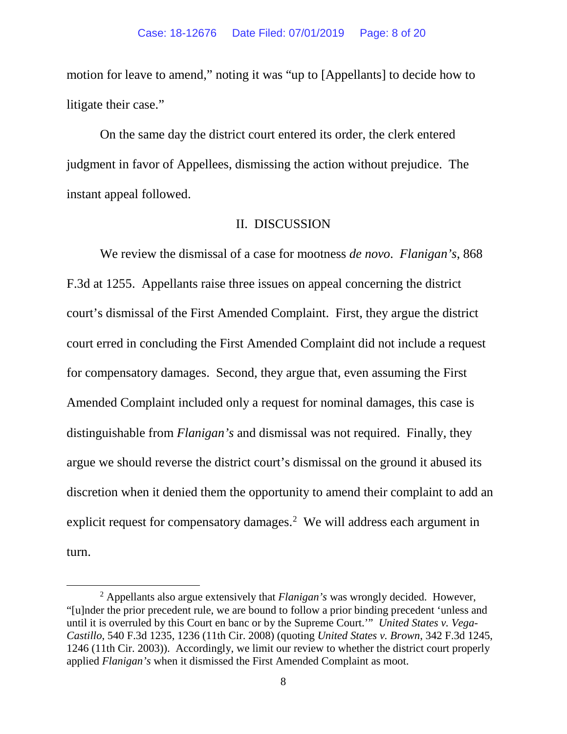motion for leave to amend," noting it was "up to [Appellants] to decide how to litigate their case."

On the same day the district court entered its order, the clerk entered judgment in favor of Appellees, dismissing the action without prejudice. The instant appeal followed.

## II. DISCUSSION

We review the dismissal of a case for mootness *de novo*. *Flanigan's*, 868 F.3d at 1255. Appellants raise three issues on appeal concerning the district court's dismissal of the First Amended Complaint. First, they argue the district court erred in concluding the First Amended Complaint did not include a request for compensatory damages. Second, they argue that, even assuming the First Amended Complaint included only a request for nominal damages, this case is distinguishable from *Flanigan's* and dismissal was not required. Finally, they argue we should reverse the district court's dismissal on the ground it abused its discretion when it denied them the opportunity to amend their complaint to add an explicit request for compensatory damages.[2] We will address each argument in turn.

---

[2] Appellants also argue extensively that *Flanigan's* was wrongly decided. However, "[u]nder the prior precedent rule, we are bound to follow a prior binding precedent 'unless and until it is overruled by this Court en banc or by the Supreme Court.'" *United States v. Vega-Castillo*, 540 F.3d 1235, 1236 (11th Cir. 2008) (quoting *United States v. Brown*, 342 F.3d 1245, 1246 (11th Cir. 2003)). Accordingly, we limit our review to whether the district court properly applied *Flanigan's* when it dismissed the First Amended Complaint as moot.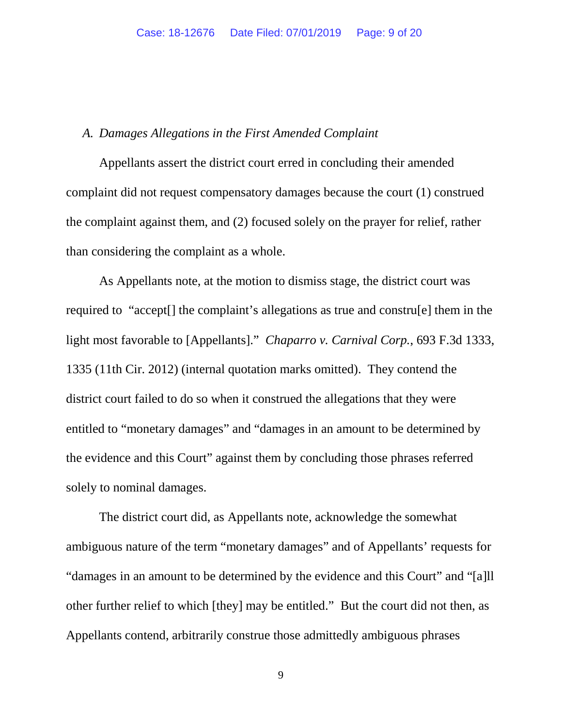*A. Damages Allegations in the First Amended Complaint*

Appellants assert the district court erred in concluding their amended complaint did not request compensatory damages because the court (1) construed the complaint against them, and (2) focused solely on the prayer for relief, rather than considering the complaint as a whole.

As Appellants note, at the motion to dismiss stage, the district court was required to "accept[] the complaint's allegations as true and constru[e] them in the light most favorable to [Appellants]." *Chaparro v. Carnival Corp.*, 693 F.3d 1333, 1335 (11th Cir. 2012) (internal quotation marks omitted). They contend the district court failed to do so when it construed the allegations that they were entitled to "monetary damages" and "damages in an amount to be determined by the evidence and this Court" against them by concluding those phrases referred solely to nominal damages.

The district court did, as Appellants note, acknowledge the somewhat ambiguous nature of the term "monetary damages" and of Appellants' requests for "damages in an amount to be determined by the evidence and this Court" and "[a]ll other further relief to which [they] may be entitled." But the court did not then, as Appellants contend, arbitrarily construe those admittedly ambiguous phrases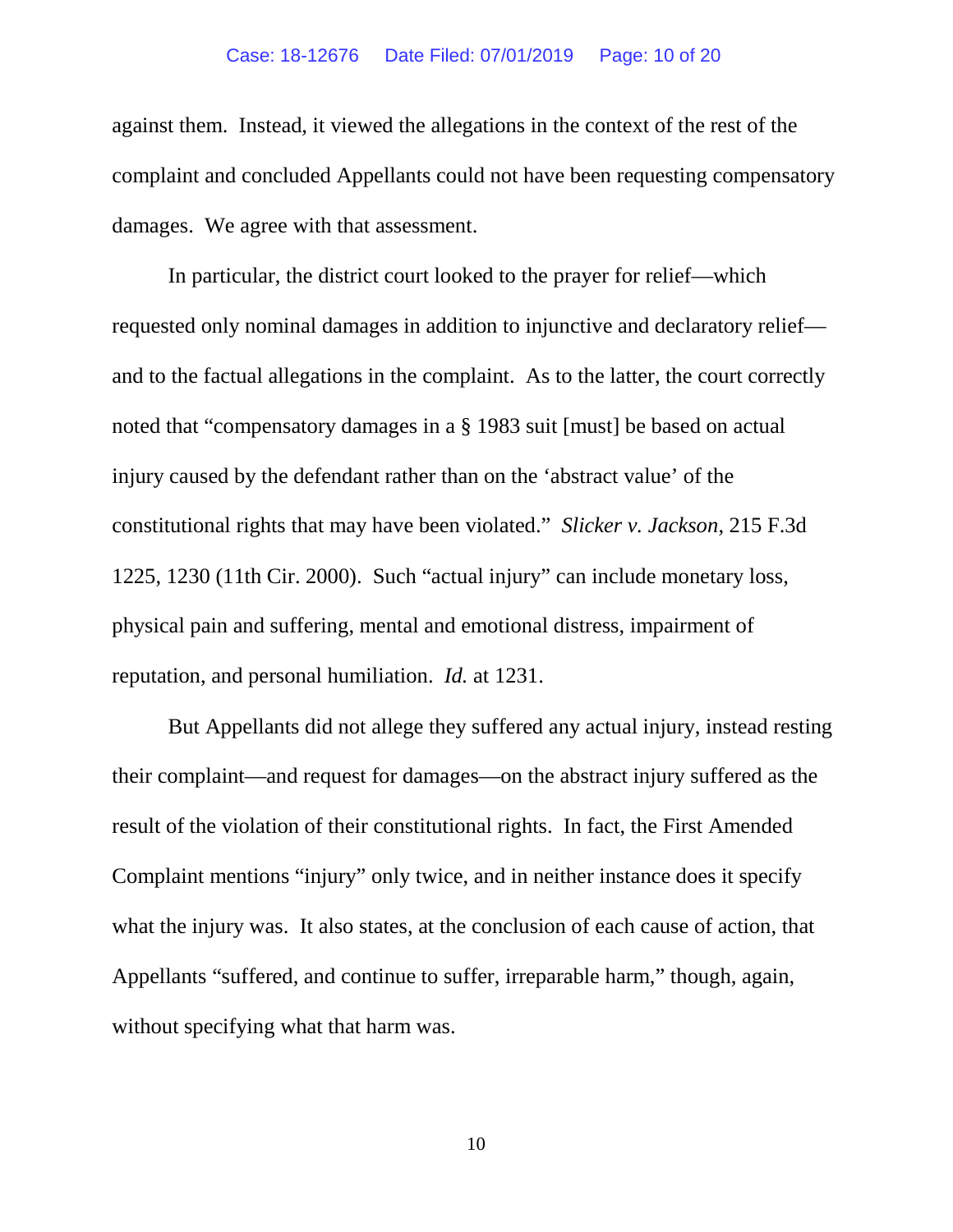against them. Instead, it viewed the allegations in the context of the rest of the complaint and concluded Appellants could not have been requesting compensatory damages. We agree with that assessment.

In particular, the district court looked to the prayer for relief—which requested only nominal damages in addition to injunctive and declaratory relief—and to the factual allegations in the complaint. As to the latter, the court correctly noted that "compensatory damages in a § 1983 suit [must] be based on actual injury caused by the defendant rather than on the 'abstract value' of the constitutional rights that may have been violated." *Slicker v. Jackson*, 215 F.3d 1225, 1230 (11th Cir. 2000). Such "actual injury" can include monetary loss, physical pain and suffering, mental and emotional distress, impairment of reputation, and personal humiliation. *Id.* at 1231.

But Appellants did not allege they suffered any actual injury, instead resting their complaint—and request for damages—on the abstract injury suffered as the result of the violation of their constitutional rights. In fact, the First Amended Complaint mentions "injury" only twice, and in neither instance does it specify what the injury was. It also states, at the conclusion of each cause of action, that Appellants "suffered, and continue to suffer, irreparable harm," though, again, without specifying what that harm was.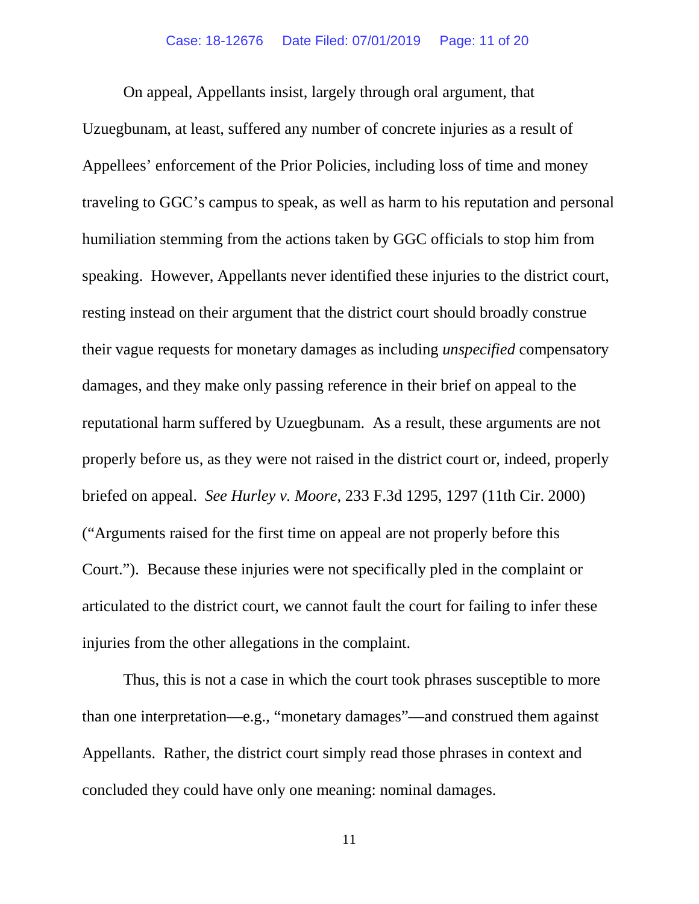On appeal, Appellants insist, largely through oral argument, that Uzuegbunam, at least, suffered any number of concrete injuries as a result of Appellees' enforcement of the Prior Policies, including loss of time and money traveling to GGC's campus to speak, as well as harm to his reputation and personal humiliation stemming from the actions taken by GGC officials to stop him from speaking. However, Appellants never identified these injuries to the district court, resting instead on their argument that the district court should broadly construe their vague requests for monetary damages as including *unspecified* compensatory damages, and they make only passing reference in their brief on appeal to the reputational harm suffered by Uzuegbunam. As a result, these arguments are not properly before us, as they were not raised in the district court or, indeed, properly briefed on appeal. *See Hurley v. Moore*, 233 F.3d 1295, 1297 (11th Cir. 2000) ("Arguments raised for the first time on appeal are not properly before this Court."). Because these injuries were not specifically pled in the complaint or articulated to the district court, we cannot fault the court for failing to infer these injuries from the other allegations in the complaint.

Thus, this is not a case in which the court took phrases susceptible to more than one interpretation—e.g., "monetary damages"—and construed them against Appellants. Rather, the district court simply read those phrases in context and concluded they could have only one meaning: nominal damages.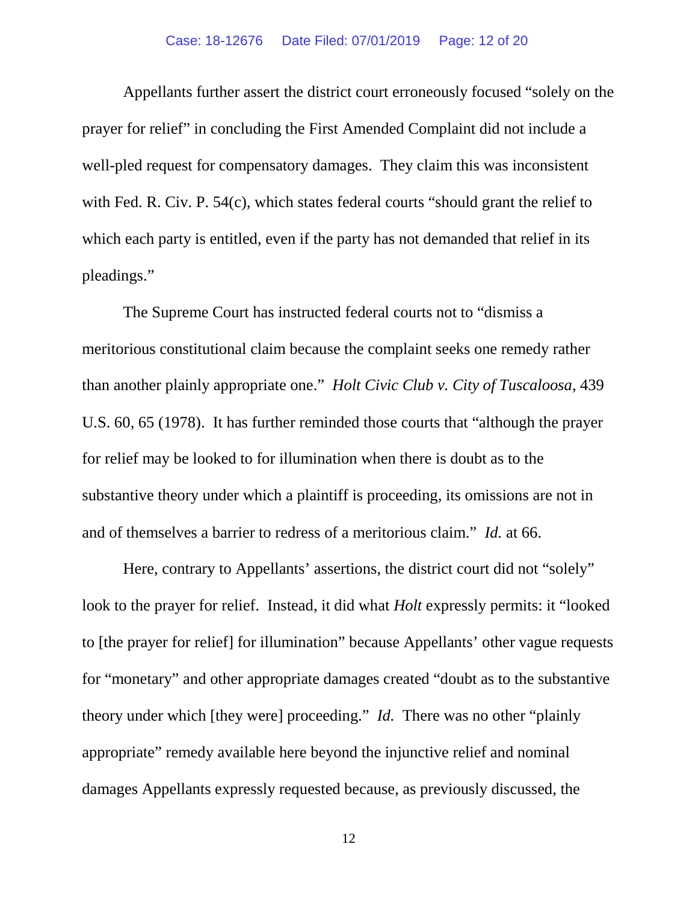Appellants further assert the district court erroneously focused "solely on the prayer for relief" in concluding the First Amended Complaint did not include a well-pled request for compensatory damages. They claim this was inconsistent with Fed. R. Civ. P. 54(c), which states federal courts "should grant the relief to which each party is entitled, even if the party has not demanded that relief in its pleadings."

The Supreme Court has instructed federal courts not to "dismiss a meritorious constitutional claim because the complaint seeks one remedy rather than another plainly appropriate one." *Holt Civic Club v. City of Tuscaloosa*, 439 U.S. 60, 65 (1978). It has further reminded those courts that "although the prayer for relief may be looked to for illumination when there is doubt as to the substantive theory under which a plaintiff is proceeding, its omissions are not in and of themselves a barrier to redress of a meritorious claim." *Id.* at 66.

Here, contrary to Appellants' assertions, the district court did not "solely" look to the prayer for relief. Instead, it did what *Holt* expressly permits: it "looked to [the prayer for relief] for illumination" because Appellants' other vague requests for "monetary" and other appropriate damages created "doubt as to the substantive theory under which [they were] proceeding." *Id.* There was no other "plainly appropriate" remedy available here beyond the injunctive relief and nominal damages Appellants expressly requested because, as previously discussed, the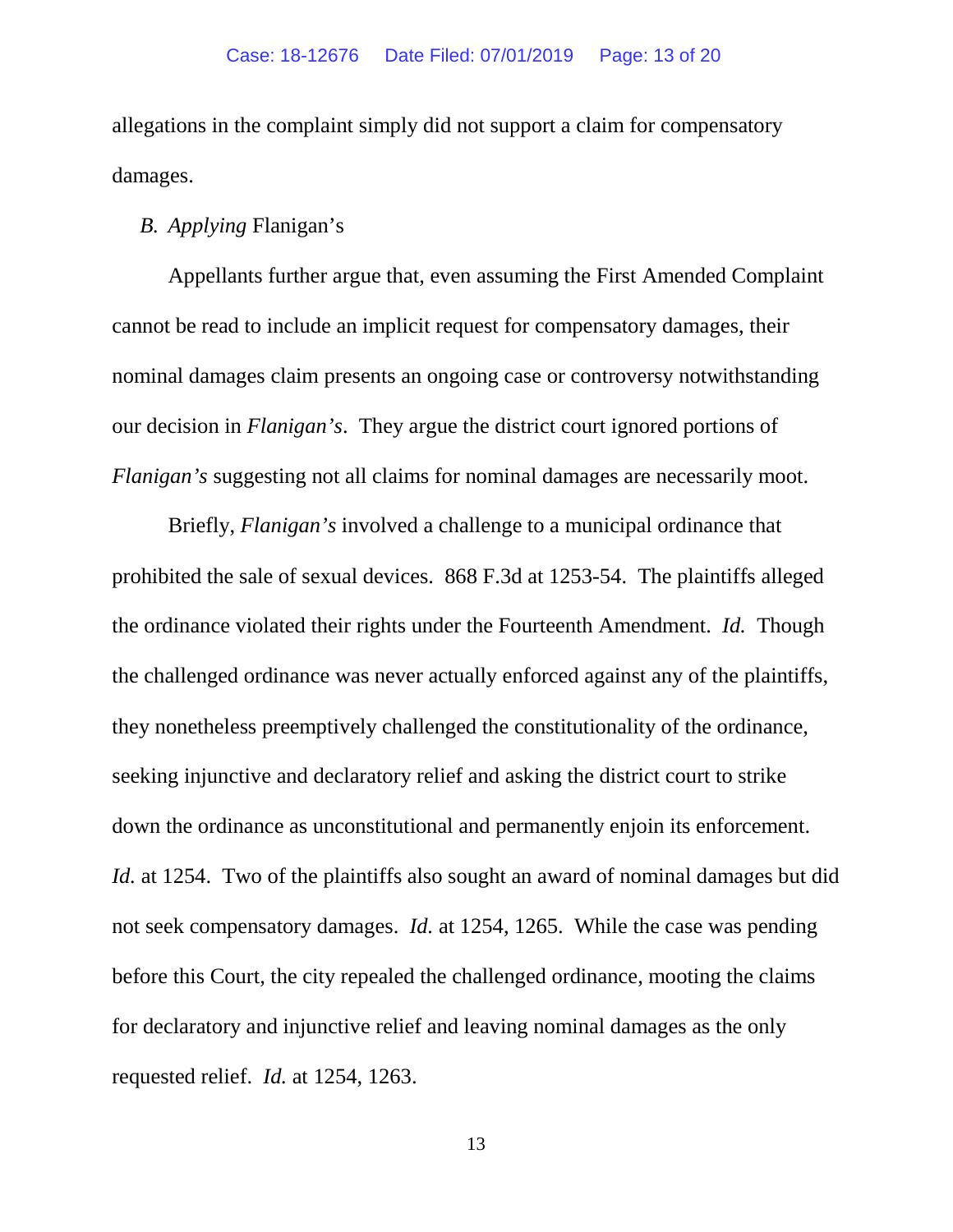allegations in the complaint simply did not support a claim for compensatory damages.

### B. *Applying* Flanigan's

Appellants further argue that, even assuming the First Amended Complaint cannot be read to include an implicit request for compensatory damages, their nominal damages claim presents an ongoing case or controversy notwithstanding our decision in *Flanigan's*. They argue the district court ignored portions of *Flanigan's* suggesting not all claims for nominal damages are necessarily moot.

Briefly, *Flanigan's* involved a challenge to a municipal ordinance that prohibited the sale of sexual devices. 868 F.3d at 1253-54. The plaintiffs alleged the ordinance violated their rights under the Fourteenth Amendment. *Id.* Though the challenged ordinance was never actually enforced against any of the plaintiffs, they nonetheless preemptively challenged the constitutionality of the ordinance, seeking injunctive and declaratory relief and asking the district court to strike down the ordinance as unconstitutional and permanently enjoin its enforcement. *Id.* at 1254. Two of the plaintiffs also sought an award of nominal damages but did not seek compensatory damages. *Id.* at 1254, 1265. While the case was pending before this Court, the city repealed the challenged ordinance, mooting the claims for declaratory and injunctive relief and leaving nominal damages as the only requested relief. *Id.* at 1254, 1263.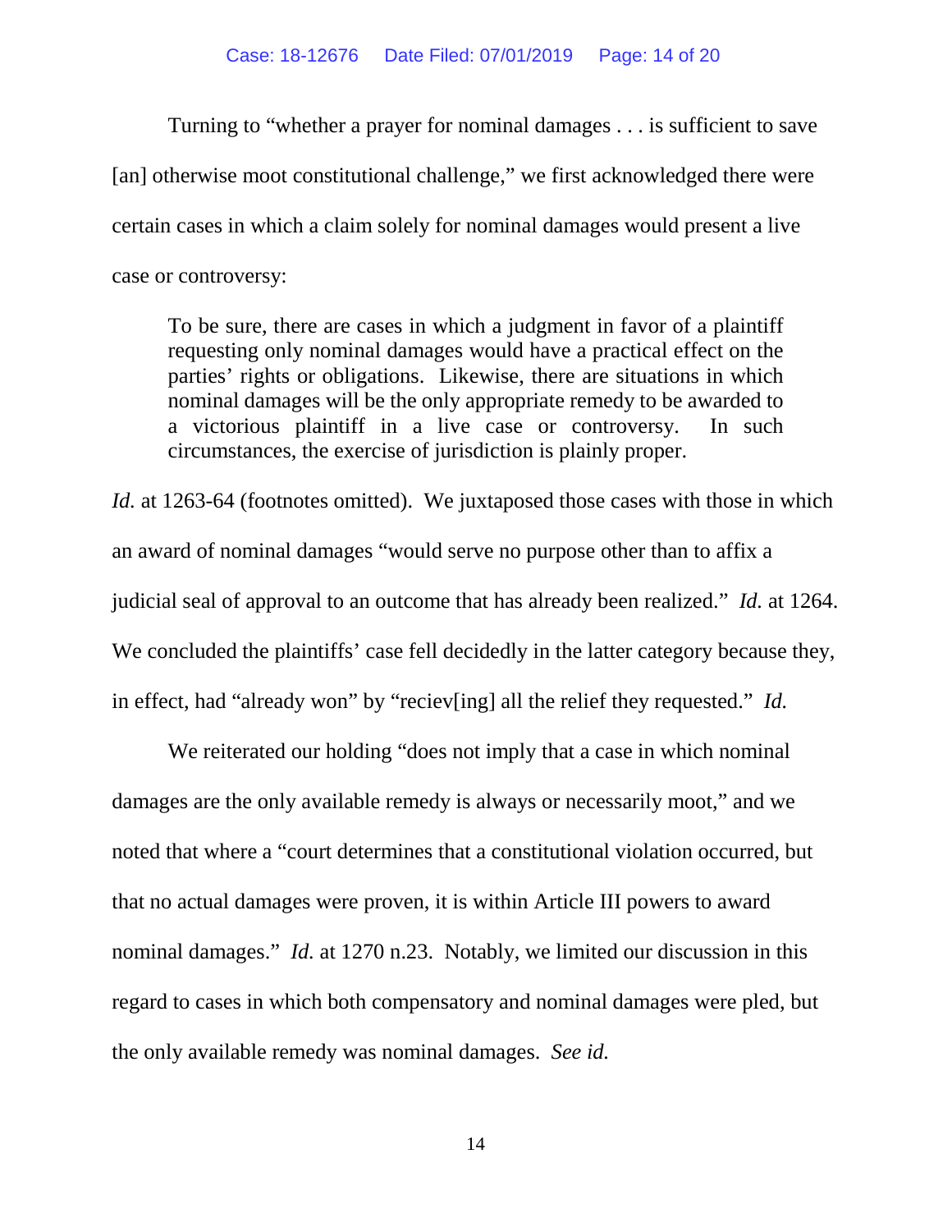Turning to "whether a prayer for nominal damages . . . is sufficient to save [an] otherwise moot constitutional challenge," we first acknowledged there were certain cases in which a claim solely for nominal damages would present a live case or controversy:

> To be sure, there are cases in which a judgment in favor of a plaintiff requesting only nominal damages would have a practical effect on the parties' rights or obligations. Likewise, there are situations in which nominal damages will be the only appropriate remedy to be awarded to a victorious plaintiff in a live case or controversy. In such circumstances, the exercise of jurisdiction is plainly proper.

*Id.* at 1263-64 (footnotes omitted). We juxtaposed those cases with those in which an award of nominal damages "would serve no purpose other than to affix a judicial seal of approval to an outcome that has already been realized." *Id.* at 1264. We concluded the plaintiffs' case fell decidedly in the latter category because they, in effect, had "already won" by "reciev[ing] all the relief they requested." *Id.*

We reiterated our holding "does not imply that a case in which nominal damages are the only available remedy is always or necessarily moot," and we noted that where a "court determines that a constitutional violation occurred, but that no actual damages were proven, it is within Article III powers to award nominal damages." *Id.* at 1270 n.23. Notably, we limited our discussion in this regard to cases in which both compensatory and nominal damages were pled, but the only available remedy was nominal damages. *See id.*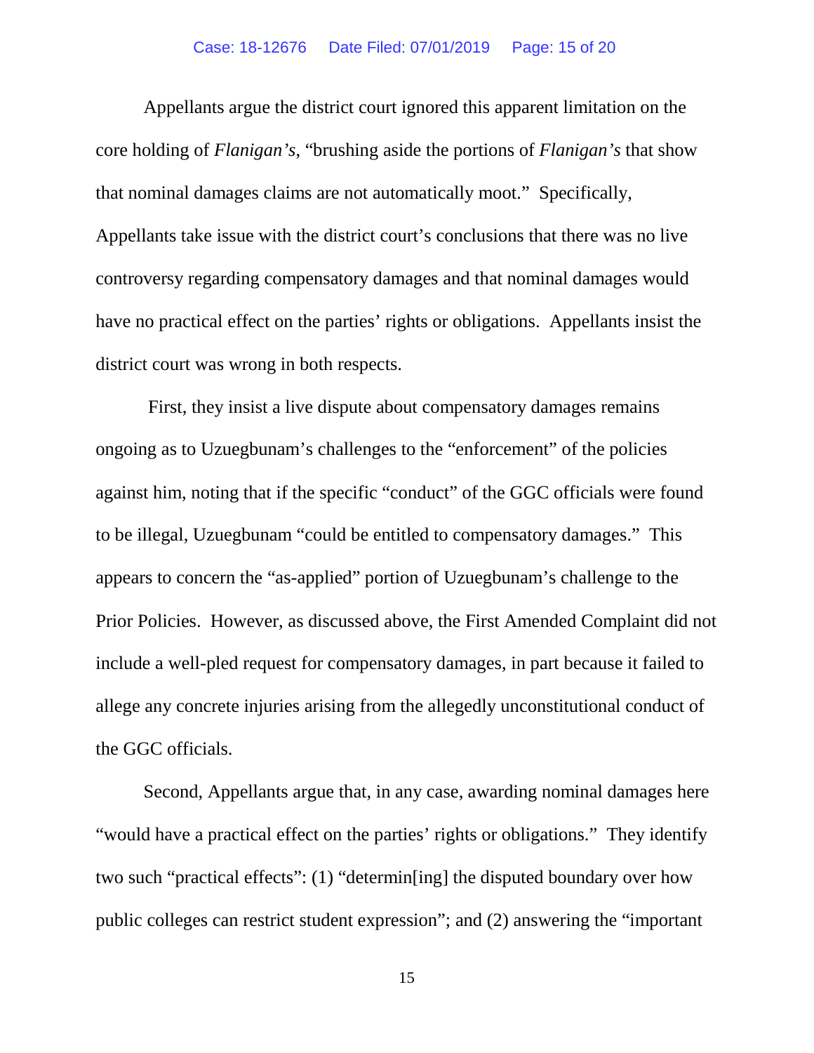Appellants argue the district court ignored this apparent limitation on the core holding of *Flanigan's*, "brushing aside the portions of *Flanigan's* that show that nominal damages claims are not automatically moot." Specifically, Appellants take issue with the district court's conclusions that there was no live controversy regarding compensatory damages and that nominal damages would have no practical effect on the parties' rights or obligations. Appellants insist the district court was wrong in both respects.

First, they insist a live dispute about compensatory damages remains ongoing as to Uzuegbunam's challenges to the "enforcement" of the policies against him, noting that if the specific "conduct" of the GGC officials were found to be illegal, Uzuegbunam "could be entitled to compensatory damages." This appears to concern the "as-applied" portion of Uzuegbunam's challenge to the Prior Policies. However, as discussed above, the First Amended Complaint did not include a well-pled request for compensatory damages, in part because it failed to allege any concrete injuries arising from the allegedly unconstitutional conduct of the GGC officials.

Second, Appellants argue that, in any case, awarding nominal damages here "would have a practical effect on the parties' rights or obligations." They identify two such "practical effects": (1) "determin[ing] the disputed boundary over how public colleges can restrict student expression"; and (2) answering the "important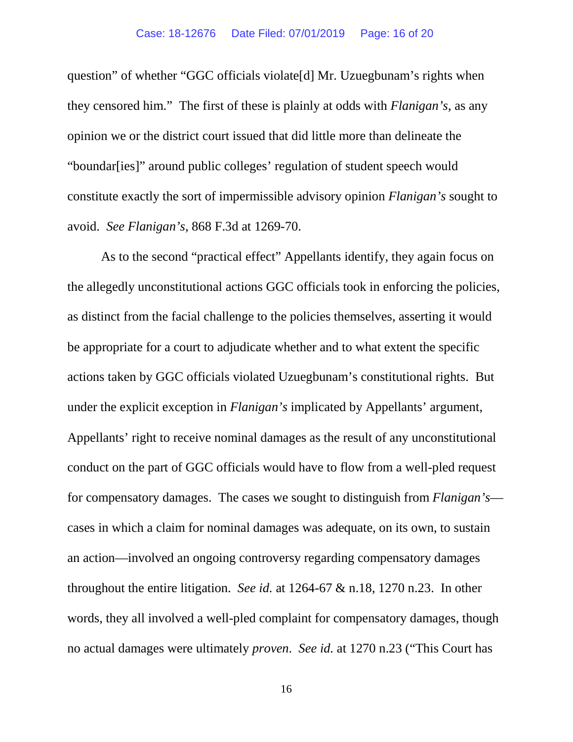question" of whether "GGC officials violate[d] Mr. Uzuegbunam's rights when they censored him." The first of these is plainly at odds with *Flanigan's*, as any opinion we or the district court issued that did little more than delineate the "boundar[ies]" around public colleges' regulation of student speech would constitute exactly the sort of impermissible advisory opinion *Flanigan's* sought to avoid. *See Flanigan's*, 868 F.3d at 1269-70.

As to the second "practical effect" Appellants identify, they again focus on the allegedly unconstitutional actions GGC officials took in enforcing the policies, as distinct from the facial challenge to the policies themselves, asserting it would be appropriate for a court to adjudicate whether and to what extent the specific actions taken by GGC officials violated Uzuegbunam's constitutional rights. But under the explicit exception in *Flanigan's* implicated by Appellants' argument, Appellants' right to receive nominal damages as the result of any unconstitutional conduct on the part of GGC officials would have to flow from a well-pled request for compensatory damages. The cases we sought to distinguish from *Flanigan's*—cases in which a claim for nominal damages was adequate, on its own, to sustain an action—involved an ongoing controversy regarding compensatory damages throughout the entire litigation. *See id.* at 1264-67 & n.18, 1270 n.23. In other words, they all involved a well-pled complaint for compensatory damages, though no actual damages were ultimately *proven*. *See id.* at 1270 n.23 ("This Court has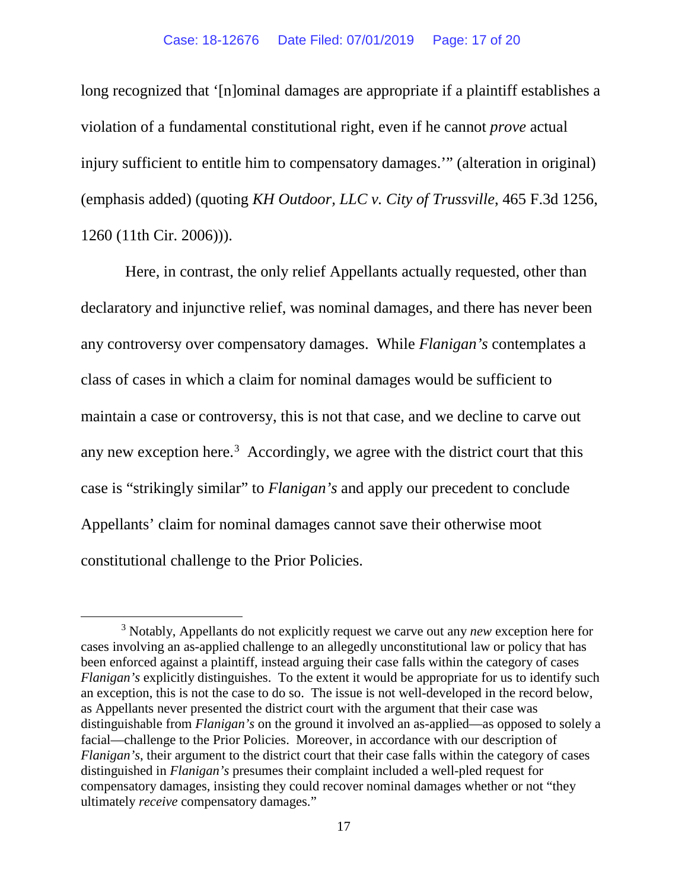long recognized that '[n]ominal damages are appropriate if a plaintiff establishes a violation of a fundamental constitutional right, even if he cannot *prove* actual injury sufficient to entitle him to compensatory damages.'" (alteration in original) (emphasis added) (quoting *KH Outdoor, LLC v. City of Trussville*, 465 F.3d 1256, 1260 (11th Cir. 2006))).

Here, in contrast, the only relief Appellants actually requested, other than declaratory and injunctive relief, was nominal damages, and there has never been any controversy over compensatory damages. While *Flanigan's* contemplates a class of cases in which a claim for nominal damages would be sufficient to maintain a case or controversy, this is not that case, and we decline to carve out any new exception here.[3] Accordingly, we agree with the district court that this case is "strikingly similar" to *Flanigan's* and apply our precedent to conclude Appellants' claim for nominal damages cannot save their otherwise moot constitutional challenge to the Prior Policies.

---

[3] Notably, Appellants do not explicitly request we carve out any *new* exception here for cases involving an as-applied challenge to an allegedly unconstitutional law or policy that has been enforced against a plaintiff, instead arguing their case falls within the category of cases *Flanigan's* explicitly distinguishes. To the extent it would be appropriate for us to identify such an exception, this is not the case to do so. The issue is not well-developed in the record below, as Appellants never presented the district court with the argument that their case was distinguishable from *Flanigan's* on the ground it involved an as-applied—as opposed to solely a facial—challenge to the Prior Policies. Moreover, in accordance with our description of *Flanigan's*, their argument to the district court that their case falls within the category of cases distinguished in *Flanigan's* presumes their complaint included a well-pled request for compensatory damages, insisting they could recover nominal damages whether or not "they ultimately *receive* compensatory damages."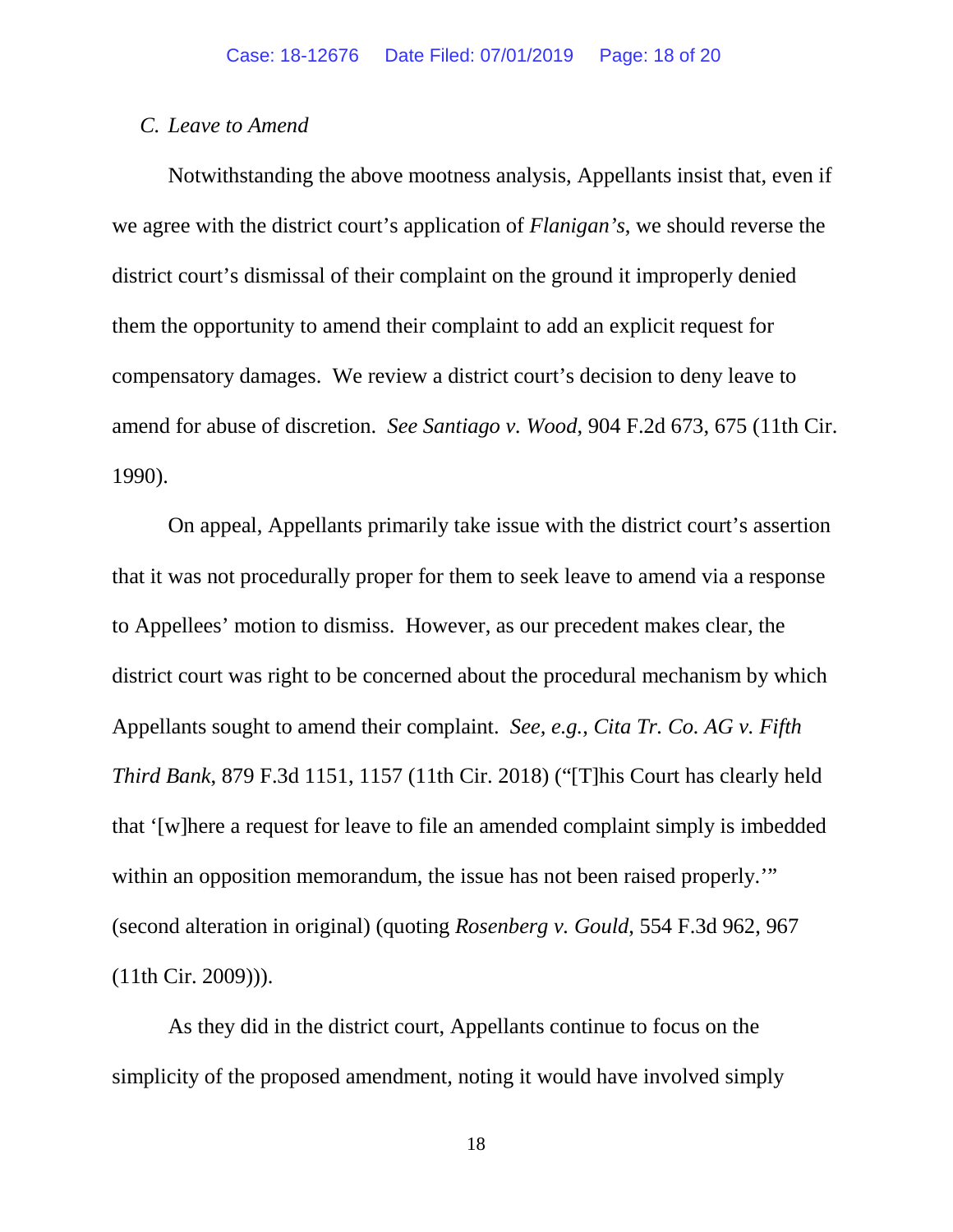### *C. Leave to Amend*

Notwithstanding the above mootness analysis, Appellants insist that, even if we agree with the district court's application of *Flanigan's*, we should reverse the district court's dismissal of their complaint on the ground it improperly denied them the opportunity to amend their complaint to add an explicit request for compensatory damages. We review a district court's decision to deny leave to amend for abuse of discretion. *See Santiago v. Wood*, 904 F.2d 673, 675 (11th Cir. 1990).

On appeal, Appellants primarily take issue with the district court's assertion that it was not procedurally proper for them to seek leave to amend via a response to Appellees' motion to dismiss. However, as our precedent makes clear, the district court was right to be concerned about the procedural mechanism by which Appellants sought to amend their complaint. *See, e.g.*, *Cita Tr. Co. AG v. Fifth Third Bank*, 879 F.3d 1151, 1157 (11th Cir. 2018) ("[T]his Court has clearly held that '[w]here a request for leave to file an amended complaint simply is imbedded within an opposition memorandum, the issue has not been raised properly.'" (second alteration in original) (quoting *Rosenberg v. Gould*, 554 F.3d 962, 967 (11th Cir. 2009))).

As they did in the district court, Appellants continue to focus on the simplicity of the proposed amendment, noting it would have involved simply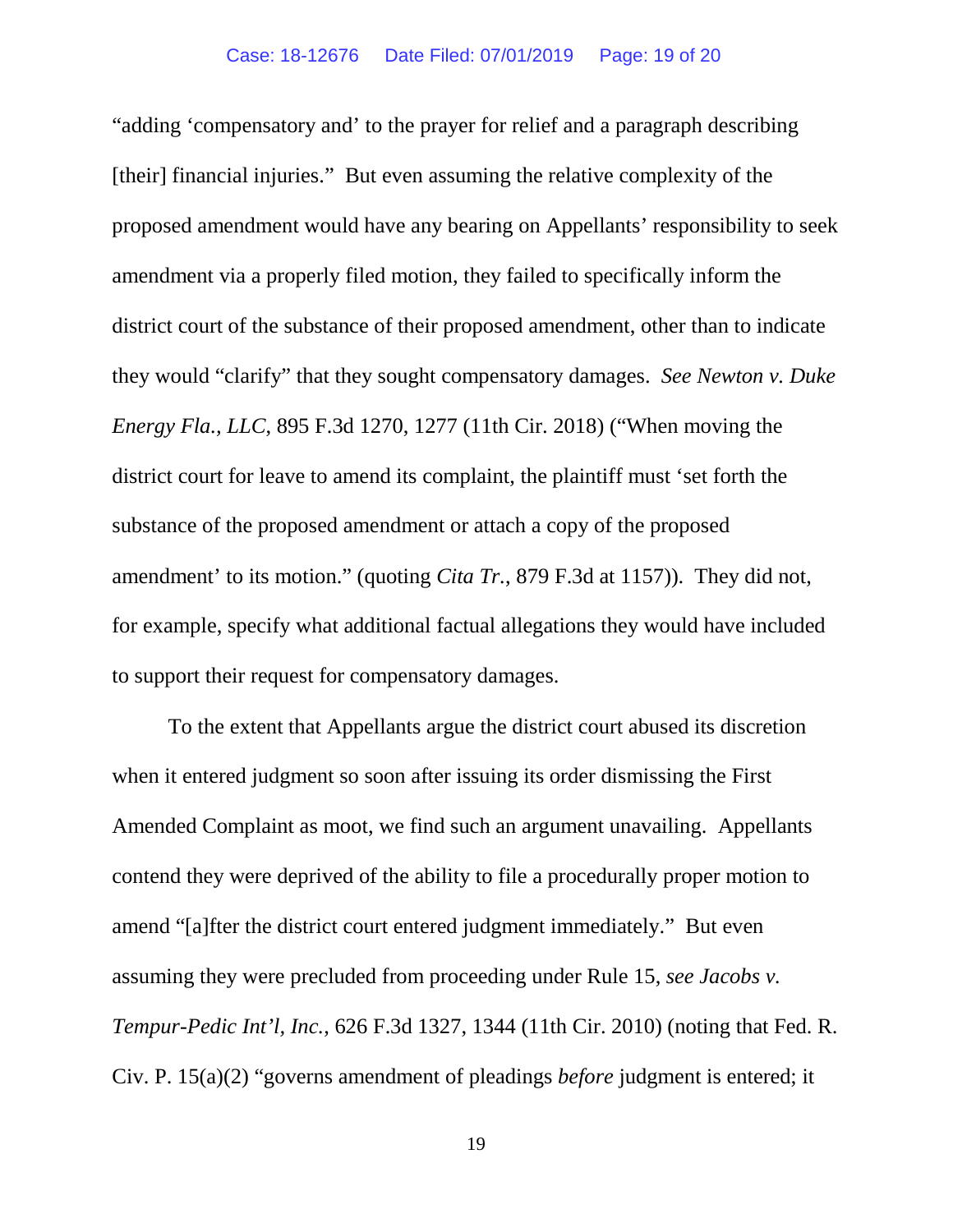"adding 'compensatory and' to the prayer for relief and a paragraph describing [their] financial injuries." But even assuming the relative complexity of the proposed amendment would have any bearing on Appellants' responsibility to seek amendment via a properly filed motion, they failed to specifically inform the district court of the substance of their proposed amendment, other than to indicate they would "clarify" that they sought compensatory damages. *See Newton v. Duke Energy Fla., LLC*, 895 F.3d 1270, 1277 (11th Cir. 2018) ("When moving the district court for leave to amend its complaint, the plaintiff must 'set forth the substance of the proposed amendment or attach a copy of the proposed amendment' to its motion." (quoting *Cita Tr.*, 879 F.3d at 1157)). They did not, for example, specify what additional factual allegations they would have included to support their request for compensatory damages.

To the extent that Appellants argue the district court abused its discretion when it entered judgment so soon after issuing its order dismissing the First Amended Complaint as moot, we find such an argument unavailing. Appellants contend they were deprived of the ability to file a procedurally proper motion to amend "[a]fter the district court entered judgment immediately." But even assuming they were precluded from proceeding under Rule 15, *see Jacobs v. Tempur-Pedic Int'l, Inc.*, 626 F.3d 1327, 1344 (11th Cir. 2010) (noting that Fed. R. Civ. P. 15(a)(2) "governs amendment of pleadings *before* judgment is entered; it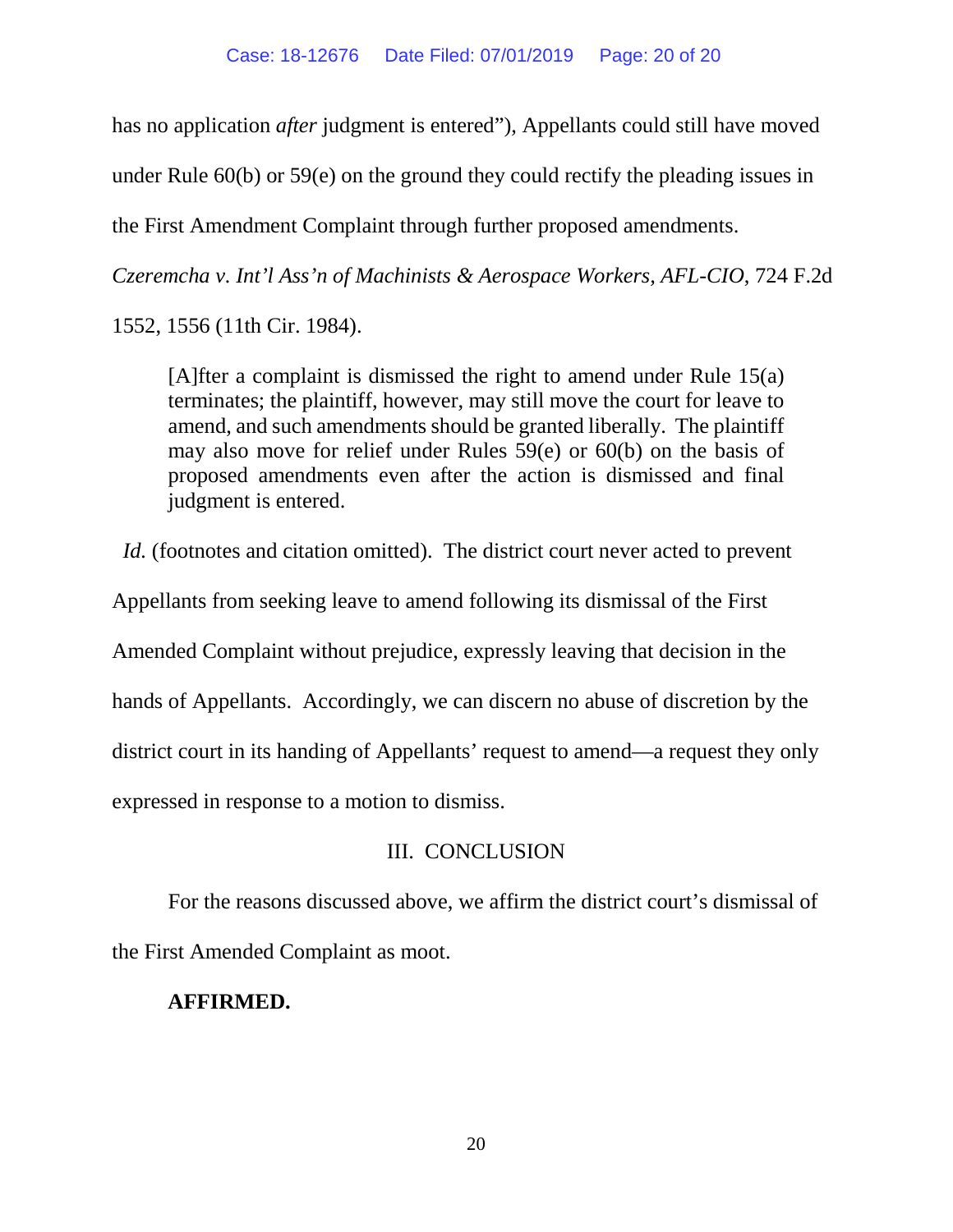has no application *after* judgment is entered"), Appellants could still have moved under Rule 60(b) or 59(e) on the ground they could rectify the pleading issues in the First Amendment Complaint through further proposed amendments. *Czeremcha v. Int'l Ass'n of Machinists & Aerospace Workers, AFL-CIO*, 724 F.2d 1552, 1556 (11th Cir. 1984).

> [A]fter a complaint is dismissed the right to amend under Rule 15(a) terminates; the plaintiff, however, may still move the court for leave to amend, and such amendments should be granted liberally. The plaintiff may also move for relief under Rules 59(e) or 60(b) on the basis of proposed amendments even after the action is dismissed and final judgment is entered.

*Id.* (footnotes and citation omitted). The district court never acted to prevent Appellants from seeking leave to amend following its dismissal of the First Amended Complaint without prejudice, expressly leaving that decision in the hands of Appellants. Accordingly, we can discern no abuse of discretion by the district court in its handing of Appellants' request to amend—a request they only expressed in response to a motion to dismiss.

## III. CONCLUSION

For the reasons discussed above, we affirm the district court's dismissal of the First Amended Complaint as moot.

**AFFIRMED.**